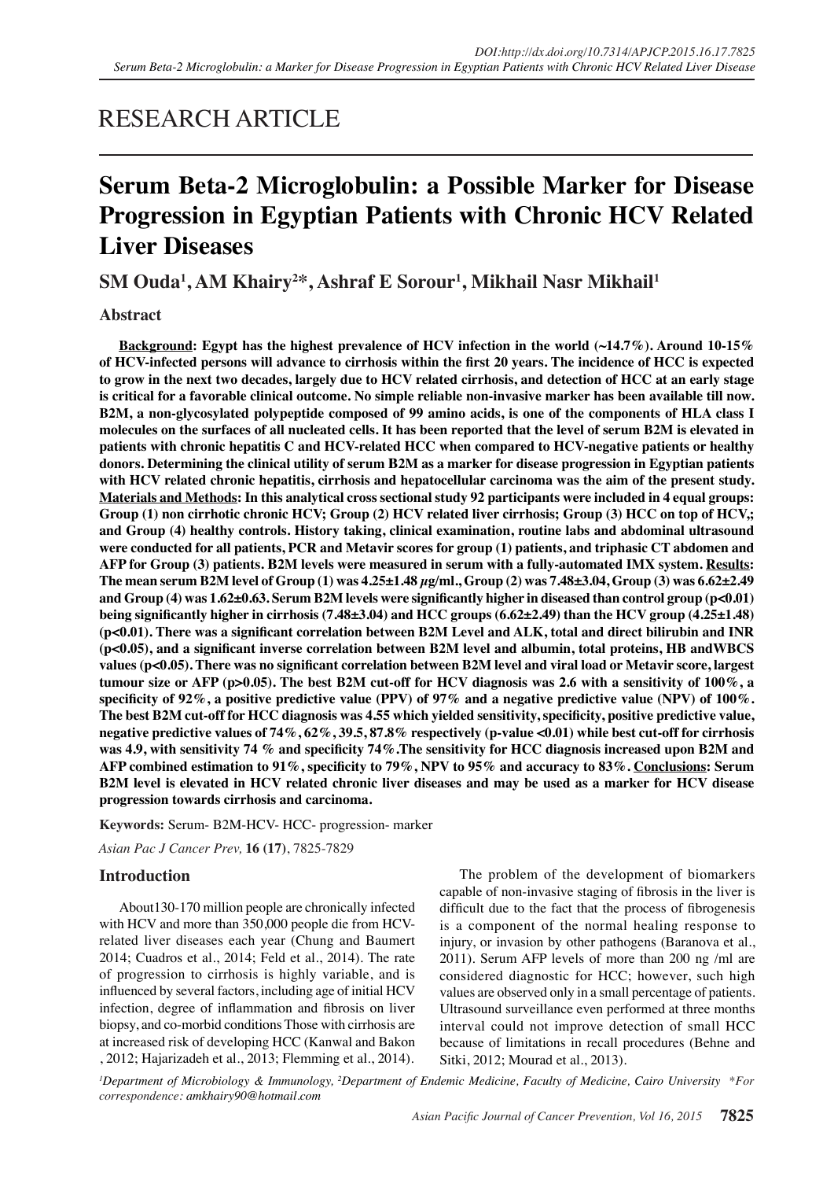RESEARCH ARTICLE

# Serum Beta-2 Microglobulin: a Possible Marker for Disease Progression in Egyptian Patients with Chronic HCV Related Liver Diseases

**SM Ouda[1], AM Khairy[2]*, Ashraf E Sorour[1], Mikhail Nasr Mikhail[1]**

## Abstract

**Background: Egypt has the highest prevalence of HCV infection in the world (~14.7%). Around 10-15% of HCV-infected persons will advance to cirrhosis within the first 20 years. The incidence of HCC is expected to grow in the next two decades, largely due to HCV related cirrhosis, and detection of HCC at an early stage is critical for a favorable clinical outcome. No simple reliable non-invasive marker has been available till now. B2M, a non-glycosylated polypeptide composed of 99 amino acids, is one of the components of HLA class I molecules on the surfaces of all nucleated cells. It has been reported that the level of serum B2M is elevated in patients with chronic hepatitis C and HCV-related HCC when compared to HCV-negative patients or healthy donors. Determining the clinical utility of serum B2M as a marker for disease progression in Egyptian patients with HCV related chronic hepatitis, cirrhosis and hepatocellular carcinoma was the aim of the present study. Materials and Methods: In this analytical cross sectional study 92 participants were included in 4 equal groups: Group (1) non cirrhotic chronic HCV; Group (2) HCV related liver cirrhosis; Group (3) HCC on top of HCV,; and Group (4) healthy controls. History taking, clinical examination, routine labs and abdominal ultrasound were conducted for all patients, PCR and Metavir scores for group (1) patients, and triphasic CT abdomen and AFP for Group (3) patients. B2M levels were measured in serum with a fully-automated IMX system. Results: The mean serum B2M level of Group (1) was 4.25±1.48 μg/ml., Group (2) was 7.48±3.04, Group (3) was 6.62±2.49 and Group (4) was 1.62±0.63. Serum B2M levels were significantly higher in diseased than control group (p<0.01) being significantly higher in cirrhosis (7.48±3.04) and HCC groups (6.62±2.49) than the HCV group (4.25±1.48) (p<0.01). There was a significant correlation between B2M Level and ALK, total and direct bilirubin and INR (p<0.05), and a significant inverse correlation between B2M level and albumin, total proteins, HB andWBCS values (p<0.05). There was no significant correlation between B2M level and viral load or Metavir score, largest tumour size or AFP (p>0.05). The best B2M cut-off for HCV diagnosis was 2.6 with a sensitivity of 100%, a specificity of 92%, a positive predictive value (PPV) of 97% and a negative predictive value (NPV) of 100%. The best B2M cut-off for HCC diagnosis was 4.55 which yielded sensitivity, specificity, positive predictive value, negative predictive values of 74%, 62%, 39.5, 87.8% respectively (p-value <0.01) while best cut-off for cirrhosis was 4.9, with sensitivity 74 % and specificity 74%.The sensitivity for HCC diagnosis increased upon B2M and AFP combined estimation to 91%, specificity to 79%, NPV to 95% and accuracy to 83%. Conclusions: Serum B2M level is elevated in HCV related chronic liver diseases and may be used as a marker for HCV disease progression towards cirrhosis and carcinoma.**

**Keywords:** Serum- B2M-HCV- HCC- progression- marker

*Asian Pac J Cancer Prev,* **16 (17)**, 7825-7829

## Introduction

About130-170 million people are chronically infected with HCV and more than 350,000 people die from HCV-related liver diseases each year (Chung and Baumert 2014; Cuadros et al., 2014; Feld et al., 2014). The rate of progression to cirrhosis is highly variable, and is influenced by several factors, including age of initial HCV infection, degree of inflammation and fibrosis on liver biopsy, and co-morbid conditions Those with cirrhosis are at increased risk of developing HCC (Kanwal and Bakon , 2012; Hajarizadeh et al., 2013; Flemming et al., 2014).

The problem of the development of biomarkers capable of non-invasive staging of fibrosis in the liver is difficult due to the fact that the process of fibrogenesis is a component of the normal healing response to injury, or invasion by other pathogens (Baranova et al., 2011). Serum AFP levels of more than 200 ng /ml are considered diagnostic for HCC; however, such high values are observed only in a small percentage of patients. Ultrasound surveillance even performed at three months interval could not improve detection of small HCC because of limitations in recall procedures (Behne and Sitki, 2012; Mourad et al., 2013).

[1]Department of Microbiology & Immunology, [2]Department of Endemic Medicine, Faculty of Medicine, Cairo University *For correspondence: amkhairy90@hotmail.com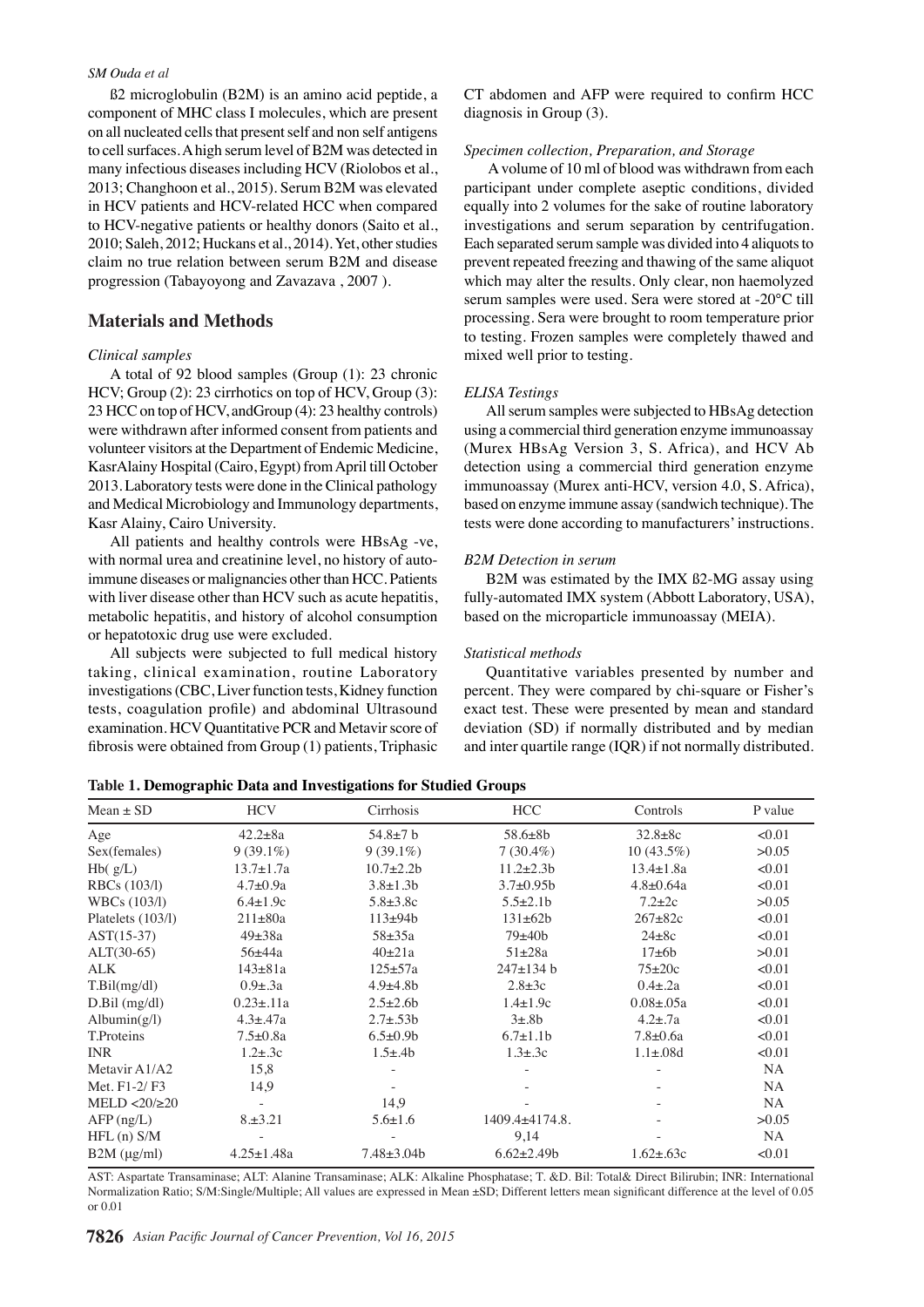ß2 microglobulin (B2M) is an amino acid peptide, a component of MHC class I molecules, which are present on all nucleated cells that present self and non self antigens to cell surfaces. A high serum level of B2M was detected in many infectious diseases including HCV (Riolobos et al., 2013; Changhoon et al., 2015). Serum B2M was elevated in HCV patients and HCV-related HCC when compared to HCV-negative patients or healthy donors (Saito et al., 2010; Saleh, 2012; Huckans et al., 2014). Yet, other studies claim no true relation between serum B2M and disease progression (Tabayoyong and Zavazava , 2007 ).

## Materials and Methods

### *Clinical samples*

A total of 92 blood samples (Group (1): 23 chronic HCV; Group (2): 23 cirrhotics on top of HCV, Group (3): 23 HCC on top of HCV, andGroup (4): 23 healthy controls) were withdrawn after informed consent from patients and volunteer visitors at the Department of Endemic Medicine, KasrAlainy Hospital (Cairo, Egypt) from April till October 2013. Laboratory tests were done in the Clinical pathology and Medical Microbiology and Immunology departments, Kasr Alainy, Cairo University.

All patients and healthy controls were HBsAg -ve, with normal urea and creatinine level, no history of autoimmune diseases or malignancies other than HCC. Patients with liver disease other than HCV such as acute hepatitis, metabolic hepatitis, and history of alcohol consumption or hepatotoxic drug use were excluded.

All subjects were subjected to full medical history taking, clinical examination, routine Laboratory investigations (CBC, Liver function tests, Kidney function tests, coagulation profile) and abdominal Ultrasound examination. HCV Quantitative PCR and Metavir score of fibrosis were obtained from Group (1) patients, Triphasic CT abdomen and AFP were required to confirm HCC diagnosis in Group (3).

### *Specimen collection, Preparation, and Storage*

A volume of 10 ml of blood was withdrawn from each participant under complete aseptic conditions, divided equally into 2 volumes for the sake of routine laboratory investigations and serum separation by centrifugation. Each separated serum sample was divided into 4 aliquots to prevent repeated freezing and thawing of the same aliquot which may alter the results. Only clear, non haemolyzed serum samples were used. Sera were stored at -20°C till processing. Sera were brought to room temperature prior to testing. Frozen samples were completely thawed and mixed well prior to testing.

### *ELISA Testings*

All serum samples were subjected to HBsAg detection using a commercial third generation enzyme immunoassay (Murex HBsAg Version 3, S. Africa), and HCV Ab detection using a commercial third generation enzyme immunoassay (Murex anti-HCV, version 4.0, S. Africa), based on enzyme immune assay (sandwich technique). The tests were done according to manufacturers' instructions.

### *B2M Detection in serum*

B2M was estimated by the IMX ß2-MG assay using fully-automated IMX system (Abbott Laboratory, USA), based on the microparticle immunoassay (MEIA).

### *Statistical methods*

Quantitative variables presented by number and percent. They were compared by chi-square or Fisher's exact test. These were presented by mean and standard deviation (SD) if normally distributed and by median and inter quartile range (IQR) if not normally distributed.

**Table 1. Demographic Data and Investigations for Studied Groups**

| Mean ± SD | HCV | Cirrhosis | HCC | Controls | P value |
|---|---|---|---|---|---|
| Age | 42.2±8a | 54.8±7 b | 58.6±8b | 32.8±8c | <0.01 |
| Sex(females) | 9 (39.1%) | 9 (39.1%) | 7 (30.4%) | 10 (43.5%) | >0.05 |
| Hb( g/L) | 13.7±1.7a | 10.7±2.2b | 11.2±2.3b | 13.4±1.8a | <0.01 |
| RBCs (103/l) | 4.7±0.9a | 3.8±1.3b | 3.7±0.95b | 4.8±0.64a | <0.01 |
| WBCs (103/l) | 6.4±1.9c | 5.8±3.8c | 5.5±2.1b | 7.2±2c | >0.05 |
| Platelets (103/l) | 211±80a | 113±94b | 131±62b | 267±82c | <0.01 |
| AST(15-37) | 49±38a | 58±35a | 79±40b | 24±8c | <0.01 |
| ALT(30-65) | 56±44a | 40±21a | 51±28a | 17±6b | >0.01 |
| ALK | 143±81a | 125±57a | 247±134 b | 75±20c | <0.01 |
| T.Bil(mg/dl) | 0.9±.3a | 4.9±4.8b | 2.8±3c | 0.4±.2a | <0.01 |
| D.Bil (mg/dl) | 0.23±.11a | 2.5±2.6b | 1.4±1.9c | 0.08±.05a | <0.01 |
| Albumin(g/l) | 4.3±.47a | 2.7±.53b | 3±.8b | 4.2±.7a | <0.01 |
| T.Proteins | 7.5±0.8a | 6.5±0.9b | 6.7±1.1b | 7.8±0.6a | <0.01 |
| INR | 1.2±.3c | 1.5±.4b | 1.3±.3c | 1.1±.08d | <0.01 |
| Metavir A1/A2 | 15,8 | - | - | - | NA |
| Met. F1-2/ F3 | 14,9 | - | - | - | NA |
| MELD <20/≥20 | - | 14,9 | - | - | NA |
| AFP (ng/L) | 8.±3.21 | 5.6±1.6 | 1409.4±4174.8. | - | >0.05 |
| HFL (n) S/M | - | - | 9,14 | - | NA |
| B2M (μg/ml) | 4.25±1.48a | 7.48±3.04b | 6.62±2.49b | 1.62±.63c | <0.01 |

AST: Aspartate Transaminase; ALT: Alanine Transaminase; ALK: Alkaline Phosphatase; T. &D. Bil: Total& Direct Bilirubin; INR: International Normalization Ratio; S/M:Single/Multiple; All values are expressed in Mean ±SD; Different letters mean significant difference at the level of 0.05 or 0.01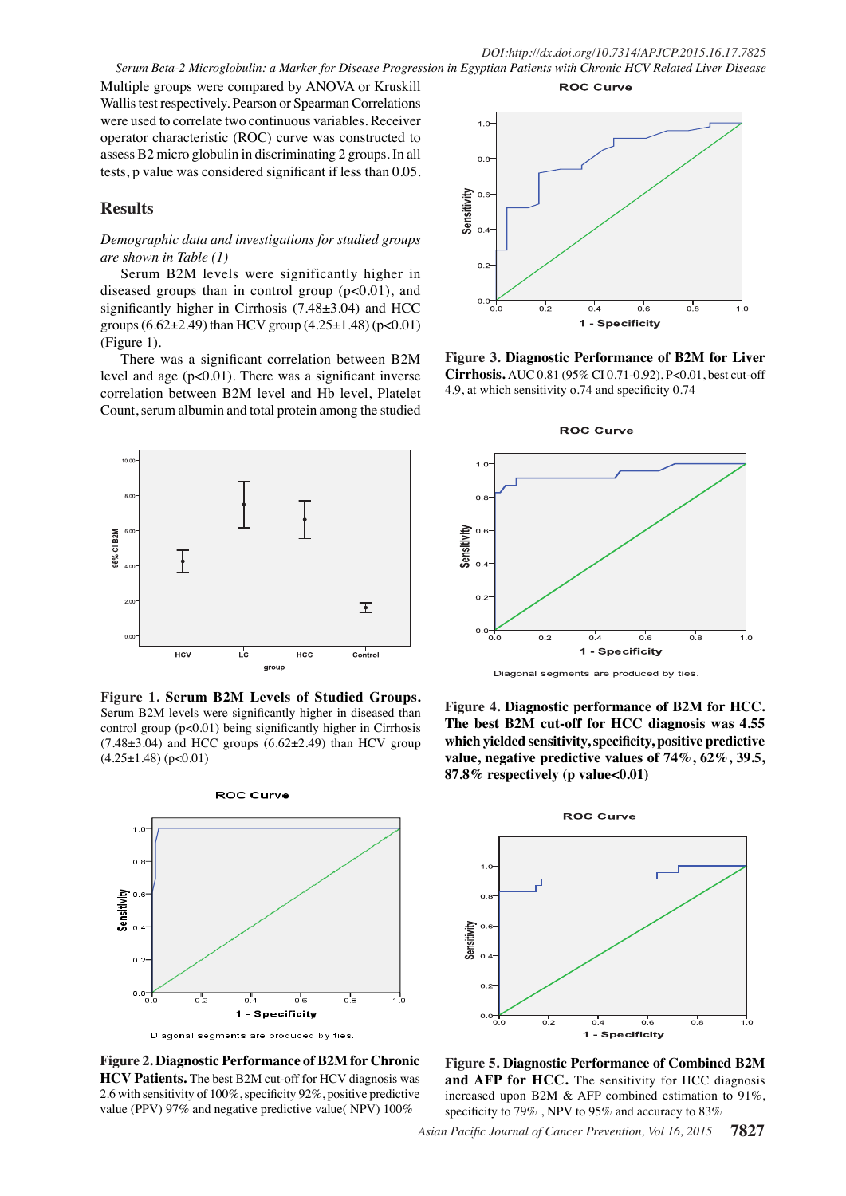Multiple groups were compared by ANOVA or Kruskill Wallis test respectively. Pearson or Spearman Correlations were used to correlate two continuous variables. Receiver operator characteristic (ROC) curve was constructed to assess B2 micro globulin in discriminating 2 groups. In all tests, p value was considered significant if less than 0.05.

## Results

*Demographic data and investigations for studied groups are shown in Table (1)*

Serum B2M levels were significantly higher in diseased groups than in control group (p<0.01), and significantly higher in Cirrhosis (7.48±3.04) and HCC groups (6.62±2.49) than HCV group (4.25±1.48) (p<0.01) (Figure 1).

There was a significant correlation between B2M level and age (p<0.01). There was a significant inverse correlation between B2M level and Hb level, Platelet Count, serum albumin and total protein among the studied

**Figure 1. Serum B2M Levels of Studied Groups.** Serum B2M levels were significantly higher in diseased than control group (p<0.01) being significantly higher in Cirrhosis (7.48±3.04) and HCC groups (6.62±2.49) than HCV group (4.25±1.48) (p<0.01)

**Figure 2. Diagnostic Performance of B2M for Chronic HCV Patients.** The best B2M cut-off for HCV diagnosis was 2.6 with sensitivity of 100%, specificity 92%, positive predictive value (PPV) 97% and negative predictive value( NPV) 100%

**Figure 3. Diagnostic Performance of B2M for Liver Cirrhosis.** AUC 0.81 (95% CI 0.71-0.92), P<0.01, best cut-off 4.9, at which sensitivity o.74 and specificity 0.74

**Figure 4. Diagnostic performance of B2M for HCC. The best B2M cut-off for HCC diagnosis was 4.55 which yielded sensitivity, specificity, positive predictive value, negative predictive values of 74%, 62%, 39.5, 87.8% respectively (p value<0.01)**

**Figure 5. Diagnostic Performance of Combined B2M and AFP for HCC.** The sensitivity for HCC diagnosis increased upon B2M & AFP combined estimation to 91%, specificity to 79% , NPV to 95% and accuracy to 83%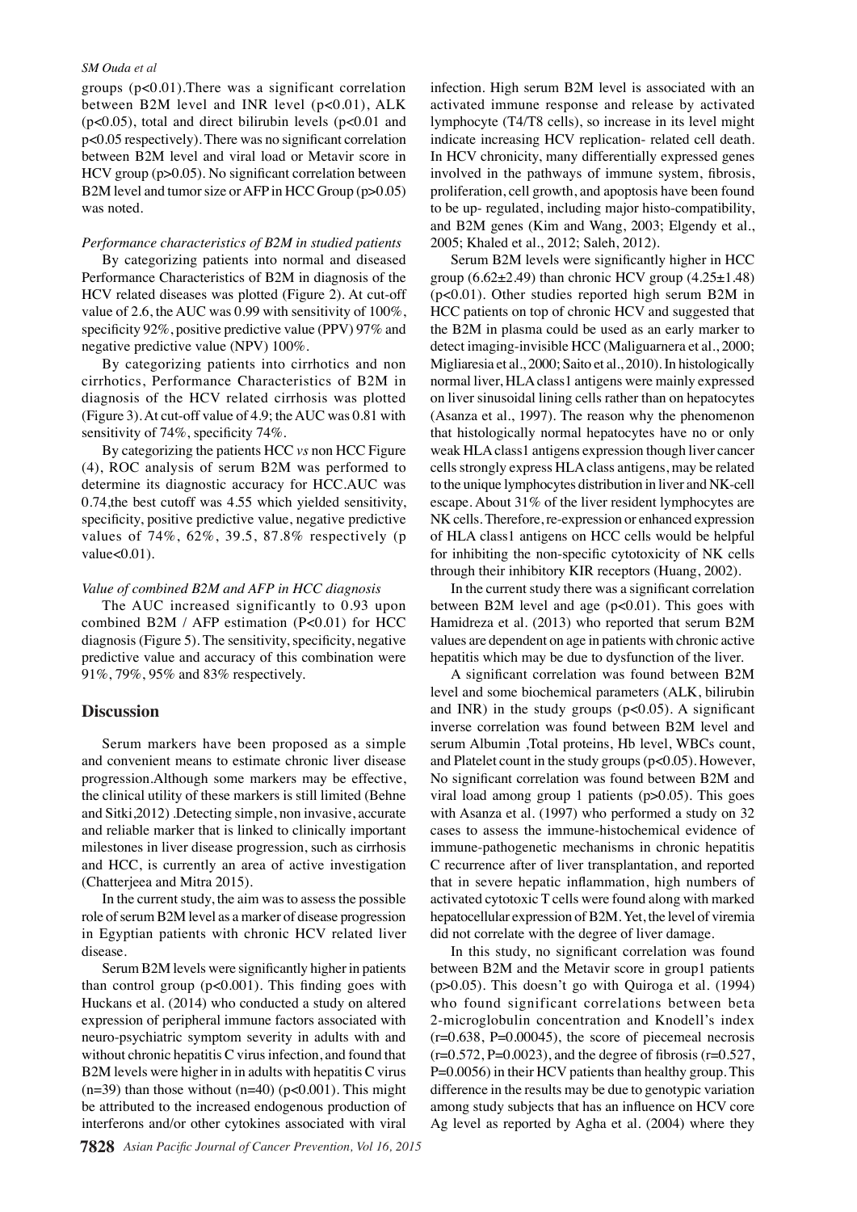groups ($p<0.01$).There was a significant correlation between B2M level and INR level ($p<0.01$), ALK ($p<0.05$), total and direct bilirubin levels ($p<0.01$ and $p<0.05$ respectively). There was no significant correlation between B2M level and viral load or Metavir score in HCV group ($p>0.05$). No significant correlation between B2M level and tumor size or AFP in HCC Group ($p>0.05$) was noted.

*Performance characteristics of B2M in studied patients*

By categorizing patients into normal and diseased Performance Characteristics of B2M in diagnosis of the HCV related diseases was plotted (Figure 2). At cut-off value of 2.6, the AUC was 0.99 with sensitivity of 100%, specificity 92%, positive predictive value (PPV) 97% and negative predictive value (NPV) 100%.

By categorizing patients into cirrhotics and non cirrhotics, Performance Characteristics of B2M in diagnosis of the HCV related cirrhosis was plotted (Figure 3). At cut-off value of 4.9; the AUC was 0.81 with sensitivity of 74%, specificity 74%.

By categorizing the patients HCC *vs* non HCC Figure (4), ROC analysis of serum B2M was performed to determine its diagnostic accuracy for HCC.AUC was 0.74,the best cutoff was 4.55 which yielded sensitivity, specificity, positive predictive value, negative predictive values of 74%, 62%, 39.5, 87.8% respectively (p value<0.01).

*Value of combined B2M and AFP in HCC diagnosis*

The AUC increased significantly to 0.93 upon combined B2M / AFP estimation ($P<0.01$) for HCC diagnosis (Figure 5). The sensitivity, specificity, negative predictive value and accuracy of this combination were 91%, 79%, 95% and 83% respectively.

## Discussion

Serum markers have been proposed as a simple and convenient means to estimate chronic liver disease progression.Although some markers may be effective, the clinical utility of these markers is still limited (Behne and Sitki,2012) .Detecting simple, non invasive, accurate and reliable marker that is linked to clinically important milestones in liver disease progression, such as cirrhosis and HCC, is currently an area of active investigation (Chatterjeea and Mitra 2015).

In the current study, the aim was to assess the possible role of serum B2M level as a marker of disease progression in Egyptian patients with chronic HCV related liver disease.

Serum B2M levels were significantly higher in patients than control group ($p<0.001$). This finding goes with Huckans et al. (2014) who conducted a study on altered expression of peripheral immune factors associated with neuro-psychiatric symptom severity in adults with and without chronic hepatitis C virus infection, and found that B2M levels were higher in in adults with hepatitis C virus ($n=39$) than those without ($n=40$) ($p<0.001$). This might be attributed to the increased endogenous production of interferons and/or other cytokines associated with viral infection. High serum B2M level is associated with an activated immune response and release by activated lymphocyte (T4/T8 cells), so increase in its level might indicate increasing HCV replication- related cell death. In HCV chronicity, many differentially expressed genes involved in the pathways of immune system, fibrosis, proliferation, cell growth, and apoptosis have been found to be up- regulated, including major histo-compatibility, and B2M genes (Kim and Wang, 2003; Elgendy et al., 2005; Khaled et al., 2012; Saleh, 2012).

Serum B2M levels were significantly higher in HCC group (6.62±2.49) than chronic HCV group (4.25±1.48) ($p<0.01$). Other studies reported high serum B2M in HCC patients on top of chronic HCV and suggested that the B2M in plasma could be used as an early marker to detect imaging-invisible HCC (Maliguarnera et al., 2000; Migliaresia et al., 2000; Saito et al., 2010). In histologically normal liver, HLA class1 antigens were mainly expressed on liver sinusoidal lining cells rather than on hepatocytes (Asanza et al., 1997). The reason why the phenomenon that histologically normal hepatocytes have no or only weak HLA class1 antigens expression though liver cancer cells strongly express HLA class antigens, may be related to the unique lymphocytes distribution in liver and NK-cell escape. About 31% of the liver resident lymphocytes are NK cells. Therefore, re-expression or enhanced expression of HLA class1 antigens on HCC cells would be helpful for inhibiting the non-specific cytotoxicity of NK cells through their inhibitory KIR receptors (Huang, 2002).

In the current study there was a significant correlation between B2M level and age ($p<0.01$). This goes with Hamidreza et al. (2013) who reported that serum B2M values are dependent on age in patients with chronic active hepatitis which may be due to dysfunction of the liver.

A significant correlation was found between B2M level and some biochemical parameters (ALK, bilirubin and INR) in the study groups ($p<0.05$). A significant inverse correlation was found between B2M level and serum Albumin ,Total proteins, Hb level, WBCs count, and Platelet count in the study groups ($p<0.05$). However, No significant correlation was found between B2M and viral load among group 1 patients ($p>0.05$). This goes with Asanza et al. (1997) who performed a study on 32 cases to assess the immune-histochemical evidence of immune-pathogenetic mechanisms in chronic hepatitis C recurrence after of liver transplantation, and reported that in severe hepatic inflammation, high numbers of activated cytotoxic T cells were found along with marked hepatocellular expression of B2M. Yet, the level of viremia did not correlate with the degree of liver damage.

In this study, no significant correlation was found between B2M and the Metavir score in group1 patients ($p>0.05$). This doesn't go with Quiroga et al. (1994) who found significant correlations between beta 2-microglobulin concentration and Knodell's index ($r=0.638$, $P=0.00045$), the score of piecemeal necrosis ($r=0.572$, $P=0.0023$), and the degree of fibrosis ($r=0.527$, $P=0.0056$) in their HCV patients than healthy group. This difference in the results may be due to genotypic variation among study subjects that has an influence on HCV core Ag level as reported by Agha et al. (2004) where they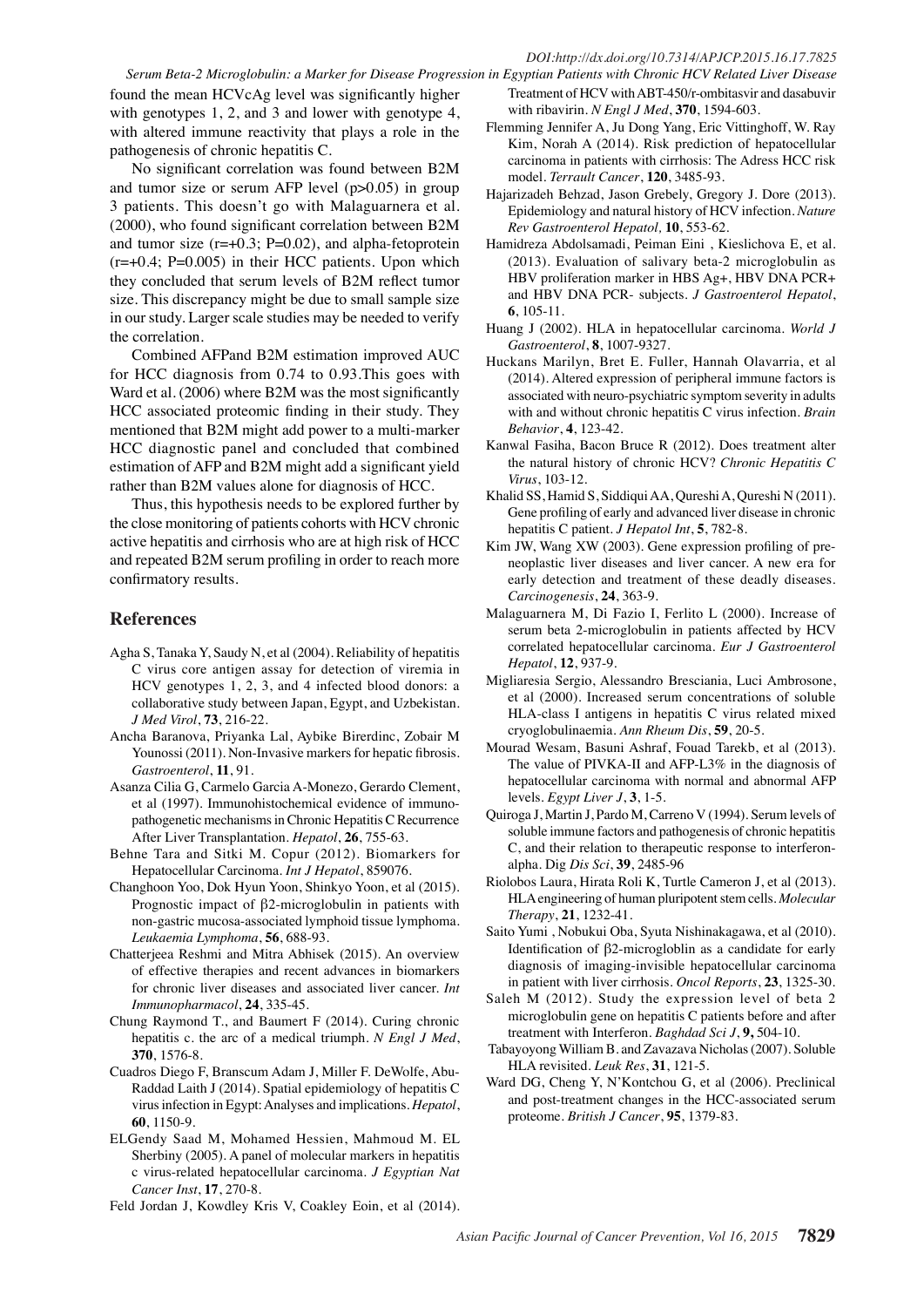found the mean HCVcAg level was significantly higher with genotypes 1, 2, and 3 and lower with genotype 4, with altered immune reactivity that plays a role in the pathogenesis of chronic hepatitis C.

No significant correlation was found between B2M and tumor size or serum AFP level ($p>0.05$) in group 3 patients. This doesn't go with Malaguarnera et al. (2000), who found significant correlation between B2M and tumor size ($r=+0.3$; $P=0.02$), and alpha-fetoprotein ($r=+0.4$; $P=0.005$) in their HCC patients. Upon which they concluded that serum levels of B2M reflect tumor size. This discrepancy might be due to small sample size in our study. Larger scale studies may be needed to verify the correlation.

Combined AFPand B2M estimation improved AUC for HCC diagnosis from 0.74 to 0.93.This goes with Ward et al. (2006) where B2M was the most significantly HCC associated proteomic finding in their study. They mentioned that B2M might add power to a multi-marker HCC diagnostic panel and concluded that combined estimation of AFP and B2M might add a significant yield rather than B2M values alone for diagnosis of HCC.

Thus, this hypothesis needs to be explored further by the close monitoring of patients cohorts with HCV chronic active hepatitis and cirrhosis who are at high risk of HCC and repeated B2M serum profiling in order to reach more confirmatory results.

## References

Agha S, Tanaka Y, Saudy N, et al (2004). Reliability of hepatitis C virus core antigen assay for detection of viremia in HCV genotypes 1, 2, 3, and 4 infected blood donors: a collaborative study between Japan, Egypt, and Uzbekistan. *J Med Virol*, **73**, 216-22.

Ancha Baranova, Priyanka Lal, Aybike Birerdinc, Zobair M Younossi (2011). Non-Invasive markers for hepatic fibrosis. *Gastroenterol*, **11**, 91.

Asanza Cilia G, Carmelo Garcia A-Monezo, Gerardo Clement, et al (1997). Immunohistochemical evidence of immunopathogenetic mechanisms in Chronic Hepatitis C Recurrence After Liver Transplantation. *Hepatol*, **26**, 755-63.

Behne Tara and Sitki M. Copur (2012). Biomarkers for Hepatocellular Carcinoma. *Int J Hepatol*, 859076.

Changhoon Yoo, Dok Hyun Yoon, Shinkyo Yoon, et al (2015). Prognostic impact of β2-microglobulin in patients with non-gastric mucosa-associated lymphoid tissue lymphoma. *Leukaemia Lymphoma*, **56**, 688-93.

Chatterjeea Reshmi and Mitra Abhisek (2015). An overview of effective therapies and recent advances in biomarkers for chronic liver diseases and associated liver cancer. *Int Immunopharmacol*, **24**, 335-45.

Chung Raymond T., and Baumert F (2014). Curing chronic hepatitis c. the arc of a medical triumph. *N Engl J Med*, **370**, 1576-8.

Cuadros Diego F, Branscum Adam J, Miller F. DeWolfe, Abu-Raddad Laith J (2014). Spatial epidemiology of hepatitis C virus infection in Egypt: Analyses and implications. *Hepatol*, **60**, 1150-9.

ELGendy Saad M, Mohamed Hessien, Mahmoud M. EL Sherbiny (2005). A panel of molecular markers in hepatitis c virus-related hepatocellular carcinoma. *J Egyptian Nat Cancer Inst*, **17**, 270-8.

Feld Jordan J, Kowdley Kris V, Coakley Eoin, et al (2014). Treatment of HCV with ABT-450/r-ombitasvir and dasabuvir with ribavirin. *N Engl J Med*, **370**, 1594-603.

Flemming Jennifer A, Ju Dong Yang, Eric Vittinghoff, W. Ray Kim, Norah A (2014). Risk prediction of hepatocellular carcinoma in patients with cirrhosis: The Adress HCC risk model. *Terrault Cancer*, **120**, 3485-93.

Hajarizadeh Behzad, Jason Grebely, Gregory J. Dore (2013). Epidemiology and natural history of HCV infection. *Nature Rev Gastroenterol Hepatol,* **10**, 553-62.

Hamidreza Abdolsamadi, Peiman Eini , Kieslichova E, et al. (2013). Evaluation of salivary beta-2 microglobulin as HBV proliferation marker in HBS Ag+, HBV DNA PCR+ and HBV DNA PCR- subjects. *J Gastroenterol Hepatol*, **6**, 105-11.

Huang J (2002). HLA in hepatocellular carcinoma. *World J Gastroenterol*, **8**, 1007-9327.

Huckans Marilyn, Bret E. Fuller, Hannah Olavarria, et al (2014). Altered expression of peripheral immune factors is associated with neuro-psychiatric symptom severity in adults with and without chronic hepatitis C virus infection. *Brain Behavior*, **4**, 123-42.

Kanwal Fasiha, Bacon Bruce R (2012). Does treatment alter the natural history of chronic HCV? *Chronic Hepatitis C Virus*, 103-12.

Khalid SS, Hamid S, Siddiqui AA, Qureshi A, Qureshi N (2011). Gene profiling of early and advanced liver disease in chronic hepatitis C patient. *J Hepatol Int*, **5**, 782-8.

Kim JW, Wang XW (2003). Gene expression profiling of pre-neoplastic liver diseases and liver cancer. A new era for early detection and treatment of these deadly diseases. *Carcinogenesis*, **24**, 363-9.

Malaguarnera M, Di Fazio I, Ferlito L (2000). Increase of serum beta 2-microglobulin in patients affected by HCV correlated hepatocellular carcinoma. *Eur J Gastroenterol Hepatol*, **12**, 937-9.

Migliaresia Sergio, Alessandro Bresciania, Luci Ambrosone, et al (2000). Increased serum concentrations of soluble HLA-class I antigens in hepatitis C virus related mixed cryoglobulinaemia. *Ann Rheum Dis*, **59**, 20-5.

Mourad Wesam, Basuni Ashraf, Fouad Tarekb, et al (2013). The value of PIVKA-II and AFP-L3% in the diagnosis of hepatocellular carcinoma with normal and abnormal AFP levels. *Egypt Liver J*, **3**, 1-5.

Quiroga J, Martin J, Pardo M, Carreno V (1994). Serum levels of soluble immune factors and pathogenesis of chronic hepatitis C, and their relation to therapeutic response to interferon-alpha. Dig *Dis Sci*, **39**, 2485-96

Riolobos Laura, Hirata Roli K, Turtle Cameron J, et al (2013). HLA engineering of human pluripotent stem cells. *Molecular Therapy*, **21**, 1232-41.

Saito Yumi , Nobukui Oba, Syuta Nishinakagawa, et al (2010). Identification of β2-microgloblin as a candidate for early diagnosis of imaging-invisible hepatocellular carcinoma in patient with liver cirrhosis. *Oncol Reports*, **23**, 1325-30.

Saleh M (2012). Study the expression level of beta 2 microglobulin gene on hepatitis C patients before and after treatment with Interferon. *Baghdad Sci J*, **9,** 504-10.

Tabayoyong William B. and Zavazava Nicholas (2007). Soluble HLA revisited. *Leuk Res*, **31**, 121-5.

Ward DG, Cheng Y, N'Kontchou G, et al (2006). Preclinical and post-treatment changes in the HCC-associated serum proteome. *British J Cancer*, **95**, 1379-83.